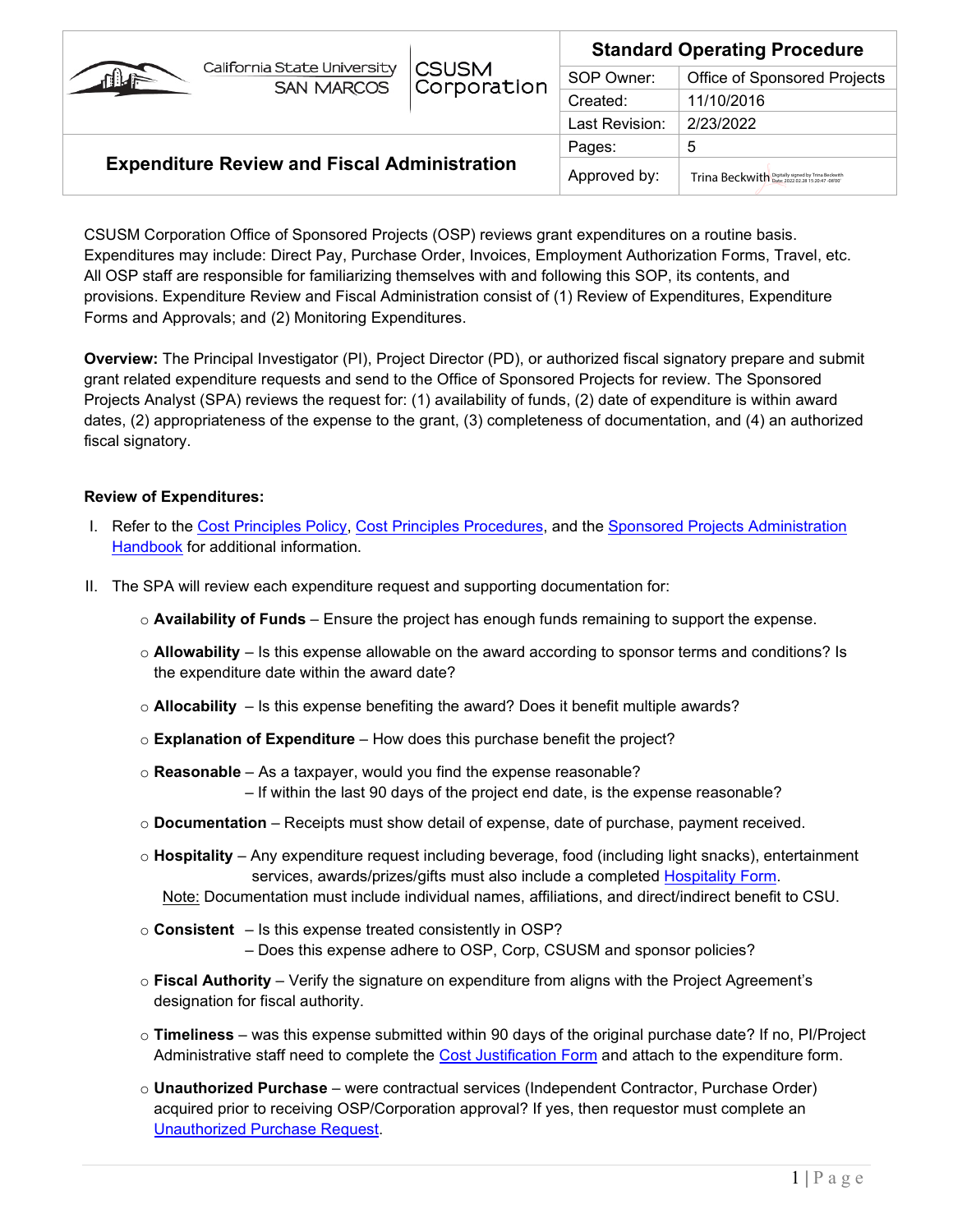| California State University SAN MARCOS | CSUSM Corporation | Standard Operating Procedure | |
|---|---|---|---|
| | | SOP Owner: | Office of Sponsored Projects |
| | | Created: | 11/10/2016 |
| | | Last Revision: | 2/23/2022 |
| **Expenditure Review and Fiscal Administration** | | Pages: | 5 |
| | | Approved by: | Trina Beckwith |

CSUSM Corporation Office of Sponsored Projects (OSP) reviews grant expenditures on a routine basis. Expenditures may include: Direct Pay, Purchase Order, Invoices, Employment Authorization Forms, Travel, etc. All OSP staff are responsible for familiarizing themselves with and following this SOP, its contents, and provisions. Expenditure Review and Fiscal Administration consist of (1) Review of Expenditures, Expenditure Forms and Approvals; and (2) Monitoring Expenditures.

**Overview:** The Principal Investigator (PI), Project Director (PD), or authorized fiscal signatory prepare and submit grant related expenditure requests and send to the Office of Sponsored Projects for review. The Sponsored Projects Analyst (SPA) reviews the request for: (1) availability of funds, (2) date of expenditure is within award dates, (2) appropriateness of the expense to the grant, (3) completeness of documentation, and (4) an authorized fiscal signatory.

**Review of Expenditures:**

I. Refer to the Cost Principles Policy, Cost Principles Procedures, and the Sponsored Projects Administration Handbook for additional information.

II. The SPA will review each expenditure request and supporting documentation for:

- **Availability of Funds** – Ensure the project has enough funds remaining to support the expense.
- **Allowability** – Is this expense allowable on the award according to sponsor terms and conditions? Is the expenditure date within the award date?
- **Allocability** – Is this expense benefiting the award? Does it benefit multiple awards?
- **Explanation of Expenditure** – How does this purchase benefit the project?
- **Reasonable** – As a taxpayer, would you find the expense reasonable?
  – If within the last 90 days of the project end date, is the expense reasonable?
- **Documentation** – Receipts must show detail of expense, date of purchase, payment received.
- **Hospitality** – Any expenditure request including beverage, food (including light snacks), entertainment services, awards/prizes/gifts must also include a completed Hospitality Form.
  Note: Documentation must include individual names, affiliations, and direct/indirect benefit to CSU.
- **Consistent** – Is this expense treated consistently in OSP?
  – Does this expense adhere to OSP, Corp, CSUSM and sponsor policies?
- **Fiscal Authority** – Verify the signature on expenditure from aligns with the Project Agreement's designation for fiscal authority.
- **Timeliness** – was this expense submitted within 90 days of the original purchase date? If no, PI/Project Administrative staff need to complete the Cost Justification Form and attach to the expenditure form.
- **Unauthorized Purchase** – were contractual services (Independent Contractor, Purchase Order) acquired prior to receiving OSP/Corporation approval? If yes, then requestor must complete an Unauthorized Purchase Request.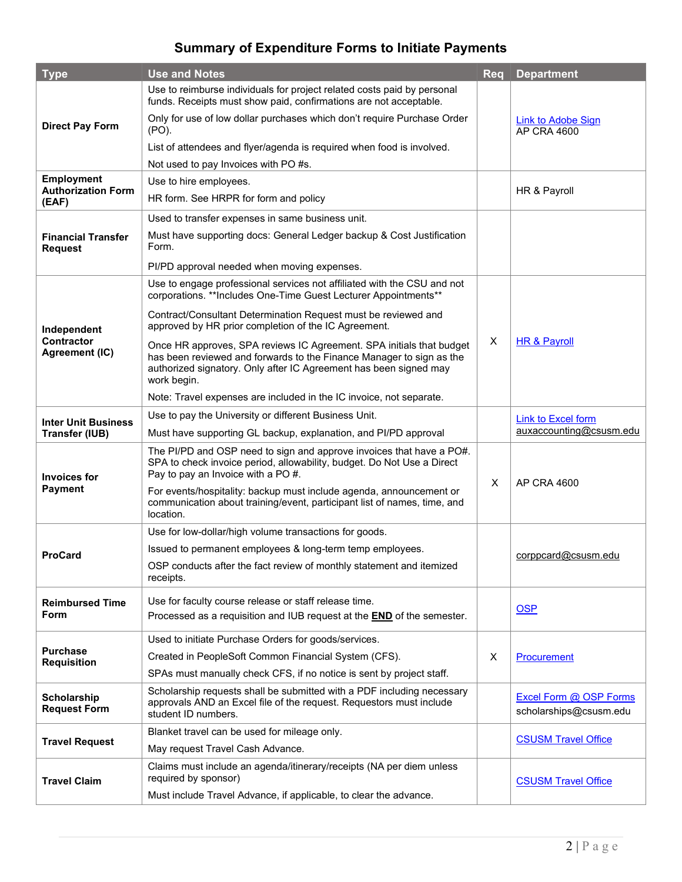## Summary of Expenditure Forms to Initiate Payments

| Type | Use and Notes | Req | Department |
|---|---|---|---|
| **Direct Pay Form** | Use to reimburse individuals for project related costs paid by personal funds. Receipts must show paid, confirmations are not acceptable.<br>Only for use of low dollar purchases which don't require Purchase Order (PO).<br>List of attendees and flyer/agenda is required when food is involved.<br>Not used to pay Invoices with PO #s. | | Link to Adobe Sign<br>AP CRA 4600 |
| **Employment Authorization Form (EAF)** | Use to hire employees.<br>HR form. See HRPR for form and policy | | HR & Payroll |
| **Financial Transfer Request** | Used to transfer expenses in same business unit.<br>Must have supporting docs: General Ledger backup & Cost Justification Form.<br>PI/PD approval needed when moving expenses. | | |
| **Independent Contractor Agreement (IC)** | Use to engage professional services not affiliated with the CSU and not corporations. **Includes One-Time Guest Lecturer Appointments**<br>Contract/Consultant Determination Request must be reviewed and approved by HR prior completion of the IC Agreement.<br>Once HR approves, SPA reviews IC Agreement. SPA initials that budget has been reviewed and forwards to the Finance Manager to sign as the authorized signatory. Only after IC Agreement has been signed may work begin.<br>Note: Travel expenses are included in the IC invoice, not separate. | X | HR & Payroll |
| **Inter Unit Business Transfer (IUB)** | Use to pay the University or different Business Unit.<br>Must have supporting GL backup, explanation, and PI/PD approval | | Link to Excel form<br>auxaccounting@csusm.edu |
| **Invoices for Payment** | The PI/PD and OSP need to sign and approve invoices that have a PO#. SPA to check invoice period, allowability, budget. Do Not Use a Direct Pay to pay an Invoice with a PO #.<br>For events/hospitality: backup must include agenda, announcement or communication about training/event, participant list of names, time, and location. | X | AP CRA 4600 |
| **ProCard** | Use for low-dollar/high volume transactions for goods.<br>Issued to permanent employees & long-term temp employees.<br>OSP conducts after the fact review of monthly statement and itemized receipts. | | corppcard@csusm.edu |
| **Reimbursed Time Form** | Use for faculty course release or staff release time.<br>Processed as a requisition and IUB request at the **END** of the semester. | | OSP |
| **Purchase Requisition** | Used to initiate Purchase Orders for goods/services.<br>Created in PeopleSoft Common Financial System (CFS).<br>SPAs must manually check CFS, if no notice is sent by project staff. | X | Procurement |
| **Scholarship Request Form** | Scholarship requests shall be submitted with a PDF including necessary approvals AND an Excel file of the request. Requestors must include student ID numbers. | | Excel Form @ OSP Forms<br>scholarships@csusm.edu |
| **Travel Request** | Blanket travel can be used for mileage only.<br>May request Travel Cash Advance. | | CSUSM Travel Office |
| **Travel Claim** | Claims must include an agenda/itinerary/receipts (NA per diem unless required by sponsor)<br>Must include Travel Advance, if applicable, to clear the advance. | | CSUSM Travel Office |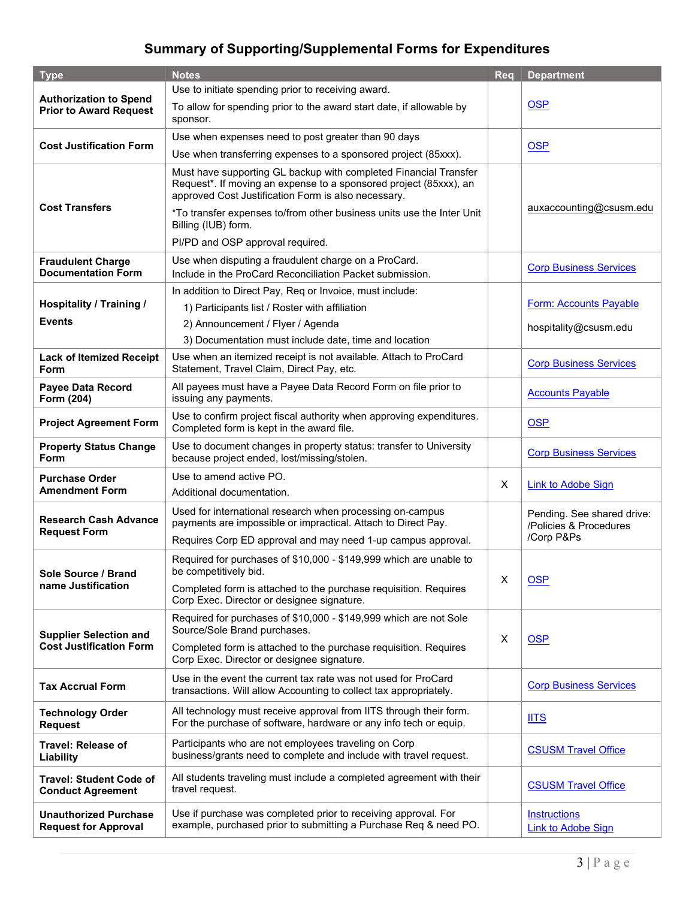## Summary of Supporting/Supplemental Forms for Expenditures

| Type | Notes | Req | Department |
|---|---|---|---|
| **Authorization to Spend Prior to Award Request** | Use to initiate spending prior to receiving award.<br>To allow for spending prior to the award start date, if allowable by sponsor. | | OSP |
| **Cost Justification Form** | Use when expenses need to post greater than 90 days<br>Use when transferring expenses to a sponsored project (85xxx). | | OSP |
| **Cost Transfers** | Must have supporting GL backup with completed Financial Transfer Request*. If moving an expense to a sponsored project (85xxx), an approved Cost Justification Form is also necessary.<br>*To transfer expenses to/from other business units use the Inter Unit Billing (IUB) form.<br>PI/PD and OSP approval required. | | auxaccounting@csusm.edu |
| **Fraudulent Charge Documentation Form** | Use when disputing a fraudulent charge on a ProCard.<br>Include in the ProCard Reconciliation Packet submission. | | Corp Business Services |
| **Hospitality / Training / Events** | In addition to Direct Pay, Req or Invoice, must include:<br>1) Participants list / Roster with affiliation<br>2) Announcement / Flyer / Agenda<br>3) Documentation must include date, time and location | | Form: Accounts Payable<br>hospitality@csusm.edu |
| **Lack of Itemized Receipt Form** | Use when an itemized receipt is not available. Attach to ProCard Statement, Travel Claim, Direct Pay, etc. | | Corp Business Services |
| **Payee Data Record Form (204)** | All payees must have a Payee Data Record Form on file prior to issuing any payments. | | Accounts Payable |
| **Project Agreement Form** | Use to confirm project fiscal authority when approving expenditures. Completed form is kept in the award file. | | OSP |
| **Property Status Change Form** | Use to document changes in property status: transfer to University because project ended, lost/missing/stolen. | | Corp Business Services |
| **Purchase Order Amendment Form** | Use to amend active PO.<br>Additional documentation. | X | Link to Adobe Sign |
| **Research Cash Advance Request Form** | Used for international research when processing on-campus payments are impossible or impractical. Attach to Direct Pay.<br>Requires Corp ED approval and may need 1-up campus approval. | | Pending. See shared drive: /Policies & Procedures /Corp P&Ps |
| **Sole Source / Brand name Justification** | Required for purchases of $10,000 - $149,999 which are unable to be competitively bid.<br>Completed form is attached to the purchase requisition. Requires Corp Exec. Director or designee signature. | X | OSP |
| **Supplier Selection and Cost Justification Form** | Required for purchases of $10,000 - $149,999 which are not Sole Source/Sole Brand purchases.<br>Completed form is attached to the purchase requisition. Requires Corp Exec. Director or designee signature. | X | OSP |
| **Tax Accrual Form** | Use in the event the current tax rate was not used for ProCard transactions. Will allow Accounting to collect tax appropriately. | | Corp Business Services |
| **Technology Order Request** | All technology must receive approval from IITS through their form. For the purchase of software, hardware or any info tech or equip. | | IITS |
| **Travel: Release of Liability** | Participants who are not employees traveling on Corp business/grants need to complete and include with travel request. | | CSUSM Travel Office |
| **Travel: Student Code of Conduct Agreement** | All students traveling must include a completed agreement with their travel request. | | CSUSM Travel Office |
| **Unauthorized Purchase Request for Approval** | Use if purchase was completed prior to receiving approval. For example, purchased prior to submitting a Purchase Req & need PO. | | Instructions<br>Link to Adobe Sign |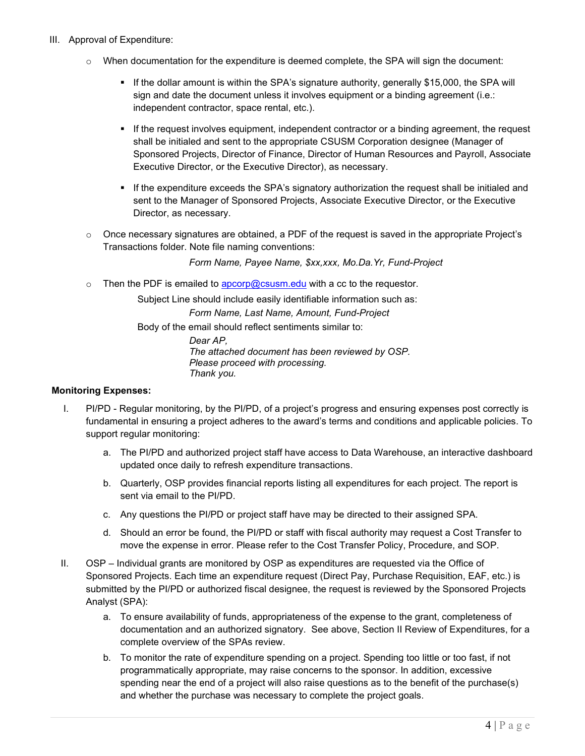III. Approval of Expenditure:

- When documentation for the expenditure is deemed complete, the SPA will sign the document:
    - If the dollar amount is within the SPA's signature authority, generally $15,000, the SPA will sign and date the document unless it involves equipment or a binding agreement (i.e.: independent contractor, space rental, etc.).
    - If the request involves equipment, independent contractor or a binding agreement, the request shall be initialed and sent to the appropriate CSUSM Corporation designee (Manager of Sponsored Projects, Director of Finance, Director of Human Resources and Payroll, Associate Executive Director, or the Executive Director), as necessary.
    - If the expenditure exceeds the SPA's signatory authorization the request shall be initialed and sent to the Manager of Sponsored Projects, Associate Executive Director, or the Executive Director, as necessary.
- Once necessary signatures are obtained, a PDF of the request is saved in the appropriate Project's Transactions folder. Note file naming conventions:

    *Form Name, Payee Name, $xx,xxx, Mo.Da.Yr, Fund-Project*

- Then the PDF is emailed to [apcorp@csusm.edu](mailto:apcorp@csusm.edu) with a cc to the requestor.

    Subject Line should include easily identifiable information such as:

    *Form Name, Last Name, Amount, Fund-Project*

    Body of the email should reflect sentiments similar to:

    *Dear AP,*
    *The attached document has been reviewed by OSP.*
    *Please proceed with processing.*
    *Thank you.*

**Monitoring Expenses:**

I. PI/PD - Regular monitoring, by the PI/PD, of a project's progress and ensuring expenses post correctly is fundamental in ensuring a project adheres to the award's terms and conditions and applicable policies. To support regular monitoring:

   a. The PI/PD and authorized project staff have access to Data Warehouse, an interactive dashboard updated once daily to refresh expenditure transactions.

   b. Quarterly, OSP provides financial reports listing all expenditures for each project. The report is sent via email to the PI/PD.

   c. Any questions the PI/PD or project staff have may be directed to their assigned SPA.

   d. Should an error be found, the PI/PD or staff with fiscal authority may request a Cost Transfer to move the expense in error. Please refer to the Cost Transfer Policy, Procedure, and SOP.

II. OSP – Individual grants are monitored by OSP as expenditures are requested via the Office of Sponsored Projects. Each time an expenditure request (Direct Pay, Purchase Requisition, EAF, etc.) is submitted by the PI/PD or authorized fiscal designee, the request is reviewed by the Sponsored Projects Analyst (SPA):

   a. To ensure availability of funds, appropriateness of the expense to the grant, completeness of documentation and an authorized signatory. See above, Section II Review of Expenditures, for a complete overview of the SPAs review.

   b. To monitor the rate of expenditure spending on a project. Spending too little or too fast, if not programmatically appropriate, may raise concerns to the sponsor. In addition, excessive spending near the end of a project will also raise questions as to the benefit of the purchase(s) and whether the purchase was necessary to complete the project goals.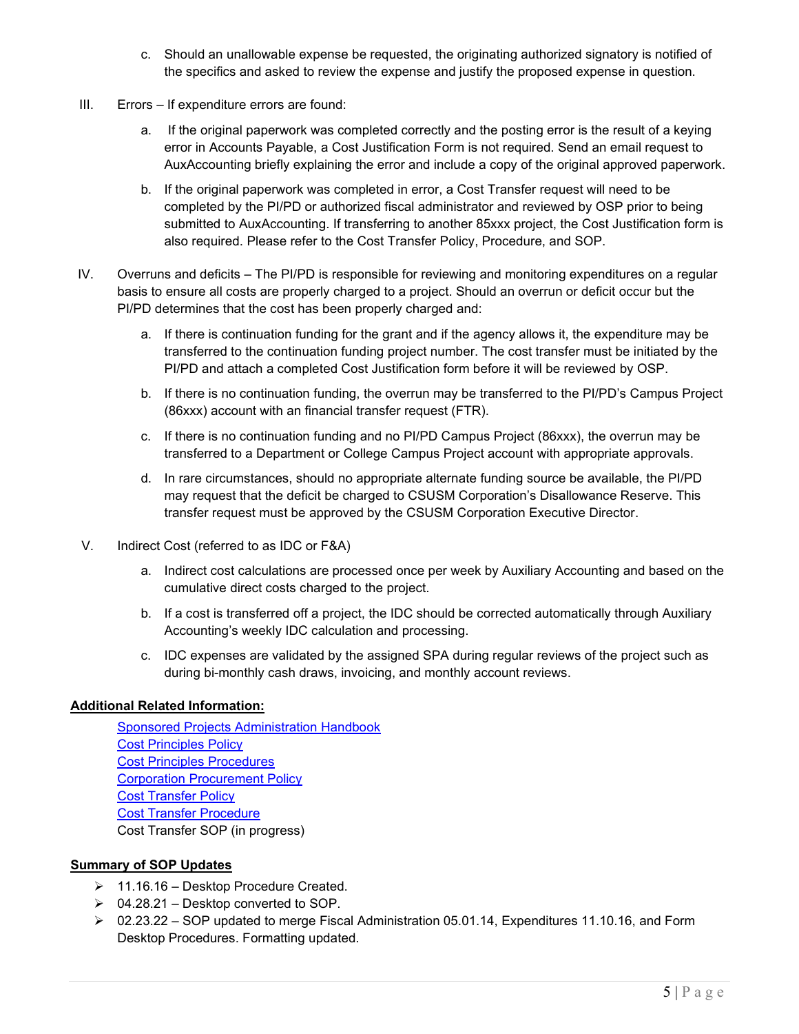c. Should an unallowable expense be requested, the originating authorized signatory is notified of the specifics and asked to review the expense and justify the proposed expense in question.

III. Errors – If expenditure errors are found:

a. If the original paperwork was completed correctly and the posting error is the result of a keying error in Accounts Payable, a Cost Justification Form is not required. Send an email request to AuxAccounting briefly explaining the error and include a copy of the original approved paperwork.

b. If the original paperwork was completed in error, a Cost Transfer request will need to be completed by the PI/PD or authorized fiscal administrator and reviewed by OSP prior to being submitted to AuxAccounting. If transferring to another 85xxx project, the Cost Justification form is also required. Please refer to the Cost Transfer Policy, Procedure, and SOP.

IV. Overruns and deficits – The PI/PD is responsible for reviewing and monitoring expenditures on a regular basis to ensure all costs are properly charged to a project. Should an overrun or deficit occur but the PI/PD determines that the cost has been properly charged and:

a. If there is continuation funding for the grant and if the agency allows it, the expenditure may be transferred to the continuation funding project number. The cost transfer must be initiated by the PI/PD and attach a completed Cost Justification form before it will be reviewed by OSP.

b. If there is no continuation funding, the overrun may be transferred to the PI/PD's Campus Project (86xxx) account with an financial transfer request (FTR).

c. If there is no continuation funding and no PI/PD Campus Project (86xxx), the overrun may be transferred to a Department or College Campus Project account with appropriate approvals.

d. In rare circumstances, should no appropriate alternate funding source be available, the PI/PD may request that the deficit be charged to CSUSM Corporation's Disallowance Reserve. This transfer request must be approved by the CSUSM Corporation Executive Director.

V. Indirect Cost (referred to as IDC or F&A)

a. Indirect cost calculations are processed once per week by Auxiliary Accounting and based on the cumulative direct costs charged to the project.

b. If a cost is transferred off a project, the IDC should be corrected automatically through Auxiliary Accounting's weekly IDC calculation and processing.

c. IDC expenses are validated by the assigned SPA during regular reviews of the project such as during bi-monthly cash draws, invoicing, and monthly account reviews.

**Additional Related Information:**

Sponsored Projects Administration Handbook
Cost Principles Policy
Cost Principles Procedures
Corporation Procurement Policy
Cost Transfer Policy
Cost Transfer Procedure
Cost Transfer SOP (in progress)

**Summary of SOP Updates**

- 11.16.16 – Desktop Procedure Created.
- 04.28.21 – Desktop converted to SOP.
- 02.23.22 – SOP updated to merge Fiscal Administration 05.01.14, Expenditures 11.10.16, and Form Desktop Procedures. Formatting updated.